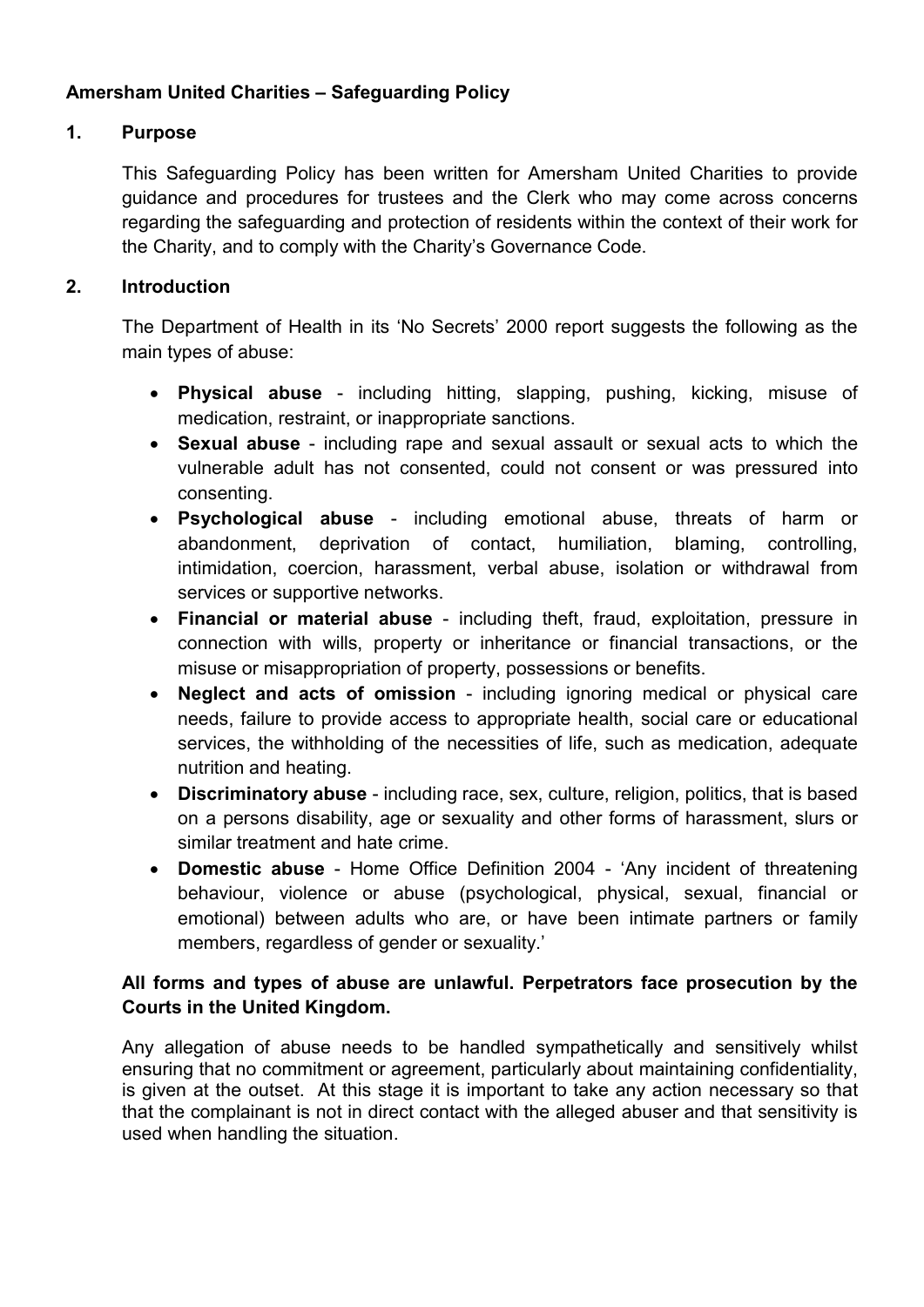**Amersham United Charities – Safeguarding Policy**

## 1. Purpose

This Safeguarding Policy has been written for Amersham United Charities to provide guidance and procedures for trustees and the Clerk who may come across concerns regarding the safeguarding and protection of residents within the context of their work for the Charity, and to comply with the Charity's Governance Code.

## 2. Introduction

The Department of Health in its 'No Secrets' 2000 report suggests the following as the main types of abuse:

- **Physical abuse** - including hitting, slapping, pushing, kicking, misuse of medication, restraint, or inappropriate sanctions.
- **Sexual abuse** - including rape and sexual assault or sexual acts to which the vulnerable adult has not consented, could not consent or was pressured into consenting.
- **Psychological abuse** - including emotional abuse, threats of harm or abandonment, deprivation of contact, humiliation, blaming, controlling, intimidation, coercion, harassment, verbal abuse, isolation or withdrawal from services or supportive networks.
- **Financial or material abuse** - including theft, fraud, exploitation, pressure in connection with wills, property or inheritance or financial transactions, or the misuse or misappropriation of property, possessions or benefits.
- **Neglect and acts of omission** - including ignoring medical or physical care needs, failure to provide access to appropriate health, social care or educational services, the withholding of the necessities of life, such as medication, adequate nutrition and heating.
- **Discriminatory abuse** - including race, sex, culture, religion, politics, that is based on a persons disability, age or sexuality and other forms of harassment, slurs or similar treatment and hate crime.
- **Domestic abuse** - Home Office Definition 2004 - 'Any incident of threatening behaviour, violence or abuse (psychological, physical, sexual, financial or emotional) between adults who are, or have been intimate partners or family members, regardless of gender or sexuality.'

**All forms and types of abuse are unlawful. Perpetrators face prosecution by the Courts in the United Kingdom.**

Any allegation of abuse needs to be handled sympathetically and sensitively whilst ensuring that no commitment or agreement, particularly about maintaining confidentiality, is given at the outset. At this stage it is important to take any action necessary so that that the complainant is not in direct contact with the alleged abuser and that sensitivity is used when handling the situation.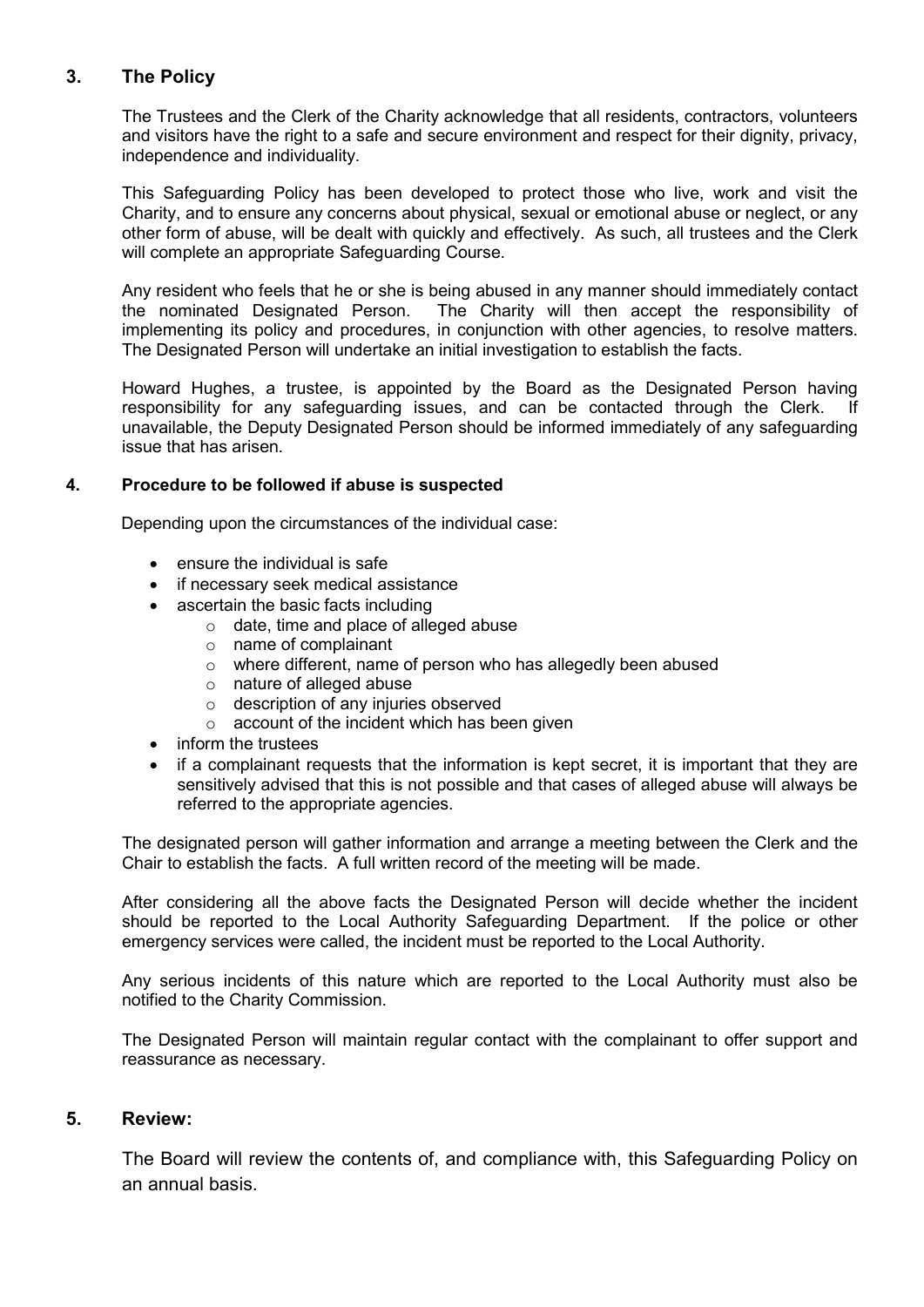## 3. The Policy

The Trustees and the Clerk of the Charity acknowledge that all residents, contractors, volunteers and visitors have the right to a safe and secure environment and respect for their dignity, privacy, independence and individuality.

This Safeguarding Policy has been developed to protect those who live, work and visit the Charity, and to ensure any concerns about physical, sexual or emotional abuse or neglect, or any other form of abuse, will be dealt with quickly and effectively. As such, all trustees and the Clerk will complete an appropriate Safeguarding Course.

Any resident who feels that he or she is being abused in any manner should immediately contact the nominated Designated Person. The Charity will then accept the responsibility of implementing its policy and procedures, in conjunction with other agencies, to resolve matters. The Designated Person will undertake an initial investigation to establish the facts.

Howard Hughes, a trustee, is appointed by the Board as the Designated Person having responsibility for any safeguarding issues, and can be contacted through the Clerk. If unavailable, the Deputy Designated Person should be informed immediately of any safeguarding issue that has arisen.

### 4. Procedure to be followed if abuse is suspected

Depending upon the circumstances of the individual case:

- ensure the individual is safe
- if necessary seek medical assistance
- ascertain the basic facts including
  - date, time and place of alleged abuse
  - name of complainant
  - where different, name of person who has allegedly been abused
  - nature of alleged abuse
  - description of any injuries observed
  - account of the incident which has been given
- inform the trustees
- if a complainant requests that the information is kept secret, it is important that they are sensitively advised that this is not possible and that cases of alleged abuse will always be referred to the appropriate agencies.

The designated person will gather information and arrange a meeting between the Clerk and the Chair to establish the facts. A full written record of the meeting will be made.

After considering all the above facts the Designated Person will decide whether the incident should be reported to the Local Authority Safeguarding Department. If the police or other emergency services were called, the incident must be reported to the Local Authority.

Any serious incidents of this nature which are reported to the Local Authority must also be notified to the Charity Commission.

The Designated Person will maintain regular contact with the complainant to offer support and reassurance as necessary.

## 5. Review:

The Board will review the contents of, and compliance with, this Safeguarding Policy on an annual basis.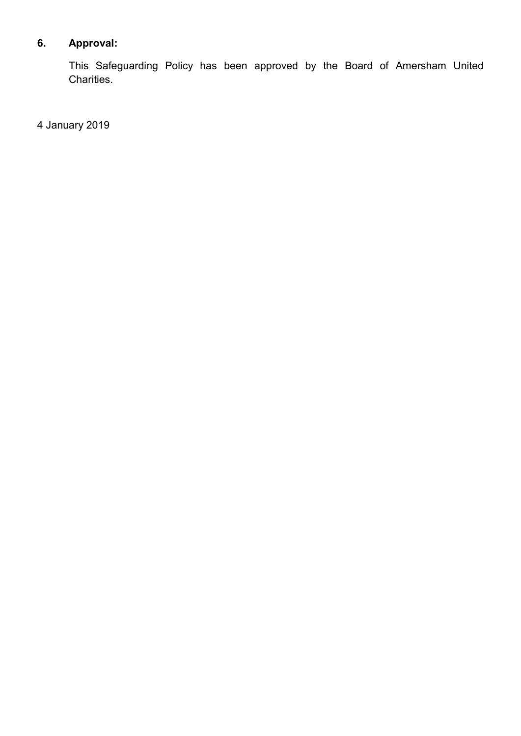## 6. Approval:

This Safeguarding Policy has been approved by the Board of Amersham United Charities.

4 January 2019